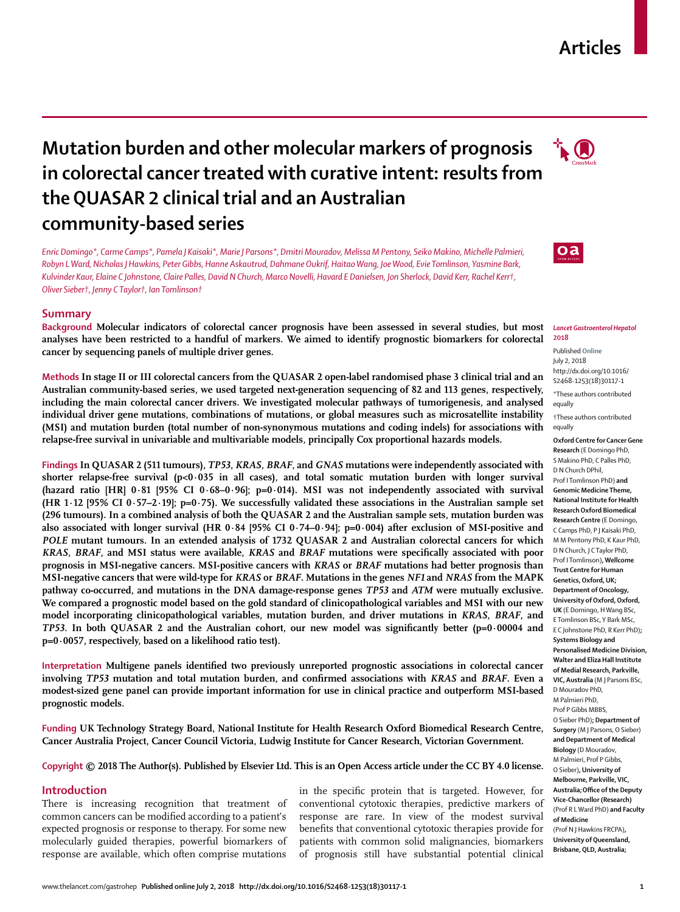# Mutation burden and other molecular markers of prognosis in colorectal cancer treated with curative intent: results from the QUASAR 2 clinical trial and an Australian community-based series

*Enric Domingo\*, Carme Camps\*, Pamela J Kaisaki\*, Marie J Parsons\*, Dmitri Mouradov, Melissa M Pentony, Seiko Makino, Michelle Palmieri, Robyn L Ward, Nicholas J Hawkins, Peter Gibbs, Hanne Askautrud, Dahmane Oukrif, Haitao Wang, Joe Wood, Evie Tomlinson, Yasmine Bark, Kulvinder Kaur, Elaine C Johnstone, Claire Palles, David N Church, Marco Novelli, Havard E Danielsen, Jon Sherlock, David Kerr, Rachel Kerr†, Oliver Sieber†, Jenny C Taylor†, Ian Tomlinson†*

## Summary

**Background** Molecular indicators of colorectal cancer prognosis have been assessed in several studies, but most analyses have been restricted to a handful of markers. We aimed to identify prognostic biomarkers for colorectal cancer by sequencing panels of multiple driver genes.

**Methods** In stage II or III colorectal cancers from the QUASAR 2 open-label randomised phase 3 clinical trial and an Australian community-based series, we used targeted next-generation sequencing of 82 and 113 genes, respectively, including the main colorectal cancer drivers. We investigated molecular pathways of tumorigenesis, and analysed individual driver gene mutations, combinations of mutations, or global measures such as microsatellite instability (MSI) and mutation burden (total number of non-synonymous mutations and coding indels) for associations with relapse-free survival in univariable and multivariable models, principally Cox proportional hazards models.

**Findings** In QUASAR 2 (511 tumours), *TP53*, *KRAS*, *BRAF*, and *GNAS* mutations were independently associated with shorter relapse-free survival (p<0·035 in all cases), and total somatic mutation burden with longer survival (hazard ratio [HR] 0·81 [95% CI 0·68–0·96]; p=0·014). MSI was not independently associated with survival (HR 1·12 [95% CI 0·57–2·19]; p=0·75). We successfully validated these associations in the Australian sample set (296 tumours). In a combined analysis of both the QUASAR 2 and the Australian sample sets, mutation burden was also associated with longer survival (HR 0·84 [95% CI 0·74–0·94]; p=0·004) after exclusion of MSI-positive and *POLE* mutant tumours. In an extended analysis of 1732 QUASAR 2 and Australian colorectal cancers for which *KRAS*, *BRAF*, and MSI status were available, *KRAS* and *BRAF* mutations were specifically associated with poor prognosis in MSI-negative cancers. MSI-positive cancers with *KRAS* or *BRAF* mutations had better prognosis than MSI-negative cancers that were wild-type for *KRAS* or *BRAF*. Mutations in the genes *NF1* and *NRAS* from the MAPK pathway co-occurred, and mutations in the DNA damage-response genes *TP53* and *ATM* were mutually exclusive. We compared a prognostic model based on the gold standard of clinicopathological variables and MSI with our new model incorporating clinicopathological variables, mutation burden, and driver mutations in *KRAS*, *BRAF*, and *TP53*. In both QUASAR 2 and the Australian cohort, our new model was significantly better (p=0·00004 and p=0·0057, respectively, based on a likelihood ratio test).

**Interpretation** Multigene panels identified two previously unreported prognostic associations in colorectal cancer involving *TP53* mutation and total mutation burden, and confirmed associations with *KRAS* and *BRAF*. Even a modest-sized gene panel can provide important information for use in clinical practice and outperform MSI-based prognostic models.

**Funding** UK Technology Strategy Board, National Institute for Health Research Oxford Biomedical Research Centre, Cancer Australia Project, Cancer Council Victoria, Ludwig Institute for Cancer Research, Victorian Government.

**Copyright © 2018 The Author(s). Published by Elsevier Ltd. This is an Open Access article under the CC BY 4.0 license.**

*Lancet Gastroenterol Hepatol* 2018

Published Online July 2, 2018 http://dx.doi.org/10.1016/S2468-1253(18)30117-1

\*These authors contributed equally

†These authors contributed equally

**Oxford Centre for Cancer Gene Research** (E Domingo PhD, S Makino PhD, C Palles PhD, D N Church DPhil, Prof I Tomlinson PhD) **and Genomic Medicine Theme, National Institute for Health Research Oxford Biomedical Research Centre** (E Domingo, C Camps PhD, P J Kaisaki PhD, M M Pentony PhD, K Kaur PhD, D N Church, J C Taylor PhD, Prof I Tomlinson), **Wellcome Trust Centre for Human Genetics, Oxford, UK; Department of Oncology, University of Oxford, Oxford, UK** (E Domingo, H Wang BSc, E Tomlinson BSc, Y Bark MSc, E C Johnstone PhD, R Kerr PhD)**; Systems Biology and Personalised Medicine Division, Walter and Eliza Hall Institute of Medical Research, Parkville, VIC, Australia** (M J Parsons BSc, D Mouradov PhD, M Palmieri PhD, Prof P Gibbs MBBS, O Sieber PhD)**; Department of Surgery** (M J Parsons, O Sieber) **and Department of Medical Biology** (D Mouradov, M Palmieri, Prof P Gibbs, O Sieber), **University of Melbourne, Parkville, VIC, Australia; Office of the Deputy Vice-Chancellor (Research)** (Prof R L Ward PhD) **and Faculty of Medicine** (Prof N J Hawkins FRCPA), **University of Queensland, Brisbane, QLD, Australia;**

## Introduction

There is increasing recognition that treatment of common cancers can be modified according to a patient's expected prognosis or response to therapy. For some new molecularly guided therapies, powerful biomarkers of response are available, which often comprise mutations in the specific protein that is targeted. However, for conventional cytotoxic therapies, predictive markers of response are rare. In view of the modest survival benefits that conventional cytotoxic therapies provide for patients with common solid malignancies, biomarkers of prognosis still have substantial potential clinical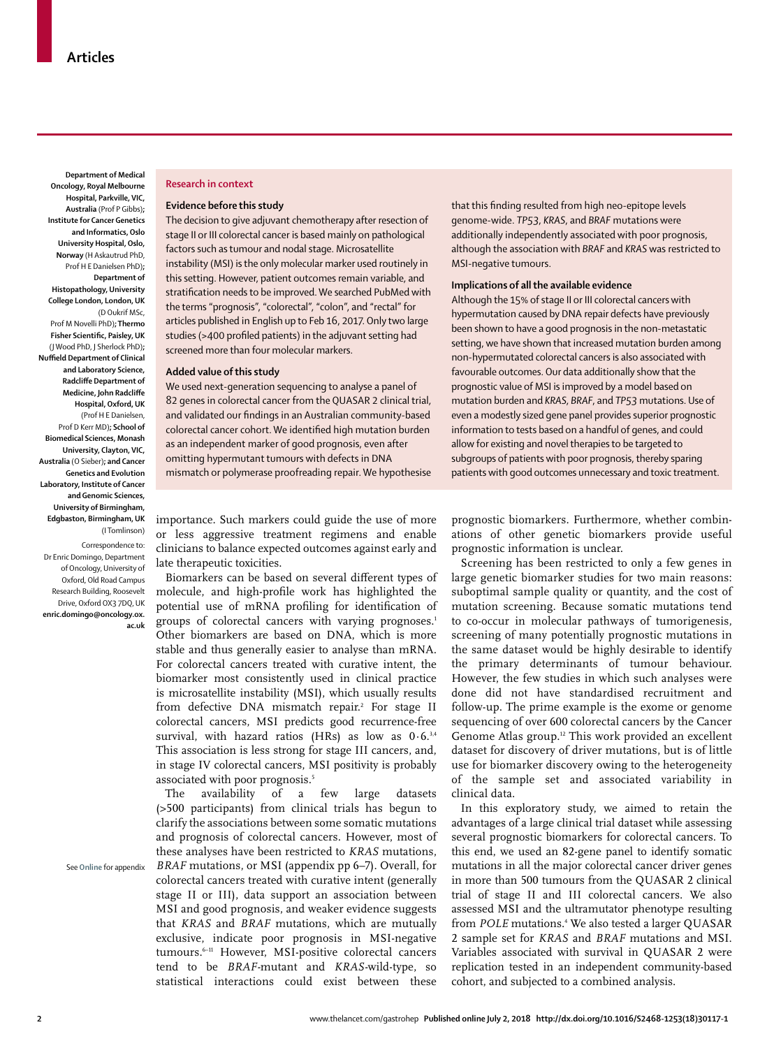**Department of Medical Oncology, Royal Melbourne Hospital, Parkville, VIC, Australia** (Prof P Gibbs)**; Institute for Cancer Genetics and Informatics, Oslo University Hospital, Oslo, Norway** (H Askautrud PhD, Prof H E Danielsen PhD)**; Department of Histopathology, University College London, London, UK** (D Oukrif MSc, Prof M Novelli PhD)**; Thermo Fisher Scientific, Paisley, UK** (J Wood PhD, J Sherlock PhD)**; Nuffield Department of Clinical and Laboratory Science, Radcliffe Department of Medicine, John Radcliffe Hospital, Oxford, UK** (Prof H E Danielsen, Prof D Kerr MD)**; School of Biomedical Sciences, Monash University, Clayton, VIC, Australia** (O Sieber)**; and Cancer Genetics and Evolution Laboratory, Institute of Cancer and Genomic Sciences, University of Birmingham, Edgbaston, Birmingham, UK** (I Tomlinson)

Correspondence to: Dr Enric Domingo, Department of Oncology, University of Oxford, Old Road Campus Research Building, Roosevelt Drive, Oxford OX3 7DQ, UK **enric.domingo@oncology.ox.ac.uk**

## Research in context

### Evidence before this study

The decision to give adjuvant chemotherapy after resection of stage II or III colorectal cancer is based mainly on pathological factors such as tumour and nodal stage. Microsatellite instability (MSI) is the only molecular marker used routinely in this setting. However, patient outcomes remain variable, and stratification needs to be improved. We searched PubMed with the terms "prognosis", "colorectal", "colon", and "rectal" for articles published in English up to Feb 16, 2017. Only two large studies (>400 profiled patients) in the adjuvant setting had screened more than four molecular markers.

### Added value of this study

We used next-generation sequencing to analyse a panel of 82 genes in colorectal cancer from the QUASAR 2 clinical trial, and validated our findings in an Australian community-based colorectal cancer cohort. We identified high mutation burden as an independent marker of good prognosis, even after omitting hypermutant tumours with defects in DNA mismatch or polymerase proofreading repair. We hypothesise that this finding resulted from high neo-epitope levels genome-wide. *TP53*, *KRAS*, and *BRAF* mutations were additionally independently associated with poor prognosis, although the association with *BRAF* and *KRAS* was restricted to MSI-negative tumours.

### Implications of all the available evidence

Although the 15% of stage II or III colorectal cancers with hypermutation caused by DNA repair defects have previously been shown to have a good prognosis in the non-metastatic setting, we have shown that increased mutation burden among non-hypermutated colorectal cancers is also associated with favourable outcomes. Our data additionally show that the prognostic value of MSI is improved by a model based on mutation burden and *KRAS*, *BRAF*, and *TP53* mutations. Use of even a modestly sized gene panel provides superior prognostic information to tests based on a handful of genes, and could allow for existing and novel therapies to be targeted to subgroups of patients with poor prognosis, thereby sparing patients with good outcomes unnecessary and toxic treatment.

importance. Such markers could guide the use of more or less aggressive treatment regimens and enable clinicians to balance expected outcomes against early and late therapeutic toxicities.

Biomarkers can be based on several different types of molecule, and high-profile work has highlighted the potential use of mRNA profiling for identification of groups of colorectal cancers with varying prognoses.[1] Other biomarkers are based on DNA, which is more stable and thus generally easier to analyse than mRNA. For colorectal cancers treated with curative intent, the biomarker most consistently used in clinical practice is microsatellite instability (MSI), which usually results from defective DNA mismatch repair.[2] For stage II colorectal cancers, MSI predicts good recurrence-free survival, with hazard ratios (HRs) as low as 0·6.[3,4] This association is less strong for stage III cancers, and, in stage IV colorectal cancers, MSI positivity is probably associated with poor prognosis.[5]

The availability of a few large datasets (>500 participants) from clinical trials has begun to clarify the associations between some somatic mutations and prognosis of colorectal cancers. However, most of these analyses have been restricted to *KRAS* mutations, *BRAF* mutations, or MSI (appendix pp 6–7). Overall, for colorectal cancers treated with curative intent (generally stage II or III), data support an association between MSI and good prognosis, and weaker evidence suggests that *KRAS* and *BRAF* mutations, which are mutually exclusive, indicate poor prognosis in MSI-negative tumours.[6–11] However, MSI-positive colorectal cancers tend to be *BRAF*-mutant and *KRAS*-wild-type, so statistical interactions could exist between these prognostic biomarkers. Furthermore, whether combinations of other genetic biomarkers provide useful prognostic information is unclear.

See **Online** for appendix

Screening has been restricted to only a few genes in large genetic biomarker studies for two main reasons: suboptimal sample quality or quantity, and the cost of mutation screening. Because somatic mutations tend to co-occur in molecular pathways of tumorigenesis, screening of many potentially prognostic mutations in the same dataset would be highly desirable to identify the primary determinants of tumour behaviour. However, the few studies in which such analyses were done did not have standardised recruitment and follow-up. The prime example is the exome or genome sequencing of over 600 colorectal cancers by the Cancer Genome Atlas group.[12] This work provided an excellent dataset for discovery of driver mutations, but is of little use for biomarker discovery owing to the heterogeneity of the sample set and associated variability in clinical data.

In this exploratory study, we aimed to retain the advantages of a large clinical trial dataset while assessing several prognostic biomarkers for colorectal cancers. To this end, we used an 82-gene panel to identify somatic mutations in all the major colorectal cancer driver genes in more than 500 tumours from the QUASAR 2 clinical trial of stage II and III colorectal cancers. We also assessed MSI and the ultramutator phenotype resulting from *POLE* mutations.[4] We also tested a larger QUASAR 2 sample set for *KRAS* and *BRAF* mutations and MSI. Variables associated with survival in QUASAR 2 were replication tested in an independent community-based cohort, and subjected to a combined analysis.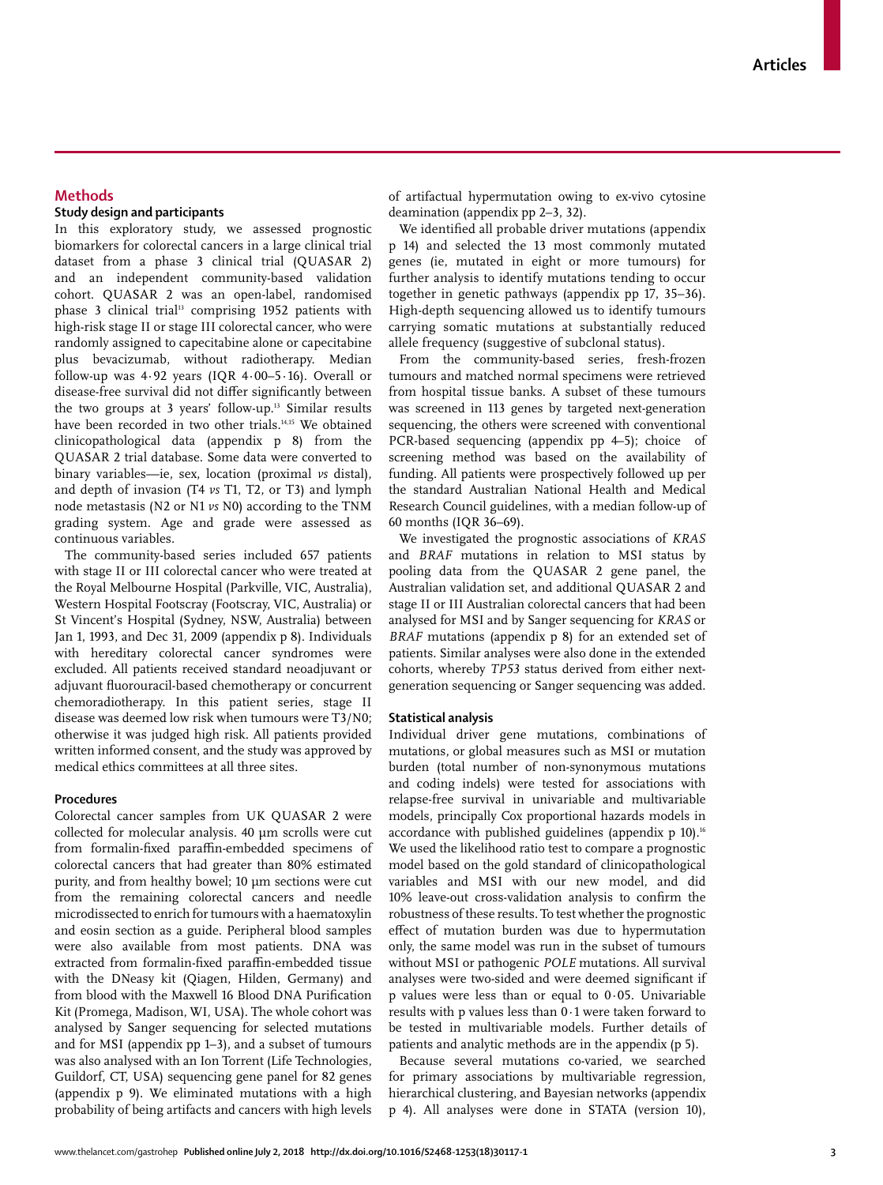## Methods

### Study design and participants

In this exploratory study, we assessed prognostic biomarkers for colorectal cancers in a large clinical trial dataset from a phase 3 clinical trial (QUASAR 2) and an independent community-based validation cohort. QUASAR 2 was an open-label, randomised phase 3 clinical trial[13] comprising 1952 patients with high-risk stage II or stage III colorectal cancer, who were randomly assigned to capecitabine alone or capecitabine plus bevacizumab, without radiotherapy. Median follow-up was 4·92 years (IQR 4·00–5·16). Overall or disease-free survival did not differ significantly between the two groups at 3 years' follow-up.[13] Similar results have been recorded in two other trials.[14,15] We obtained clinicopathological data (appendix p 8) from the QUASAR 2 trial database. Some data were converted to binary variables—ie, sex, location (proximal *vs* distal), and depth of invasion (T4 *vs* T1, T2, or T3) and lymph node metastasis (N2 or N1 *vs* N0) according to the TNM grading system. Age and grade were assessed as continuous variables.

The community-based series included 657 patients with stage II or III colorectal cancer who were treated at the Royal Melbourne Hospital (Parkville, VIC, Australia), Western Hospital Footscray (Footscray, VIC, Australia) or St Vincent's Hospital (Sydney, NSW, Australia) between Jan 1, 1993, and Dec 31, 2009 (appendix p 8). Individuals with hereditary colorectal cancer syndromes were excluded. All patients received standard neoadjuvant or adjuvant fluorouracil-based chemotherapy or concurrent chemoradiotherapy. In this patient series, stage II disease was deemed low risk when tumours were T3/N0; otherwise it was judged high risk. All patients provided written informed consent, and the study was approved by medical ethics committees at all three sites.

### Procedures

Colorectal cancer samples from UK QUASAR 2 were collected for molecular analysis. 40 µm scrolls were cut from formalin-fixed paraffin-embedded specimens of colorectal cancers that had greater than 80% estimated purity, and from healthy bowel; 10 µm sections were cut from the remaining colorectal cancers and needle microdissected to enrich for tumours with a haematoxylin and eosin section as a guide. Peripheral blood samples were also available from most patients. DNA was extracted from formalin-fixed paraffin-embedded tissue with the DNeasy kit (Qiagen, Hilden, Germany) and from blood with the Maxwell 16 Blood DNA Purification Kit (Promega, Madison, WI, USA). The whole cohort was analysed by Sanger sequencing for selected mutations and for MSI (appendix pp 1–3), and a subset of tumours was also analysed with an Ion Torrent (Life Technologies, Guildorf, CT, USA) sequencing gene panel for 82 genes (appendix p 9). We eliminated mutations with a high probability of being artifacts and cancers with high levels of artifactual hypermutation owing to ex-vivo cytosine deamination (appendix pp 2–3, 32).

We identified all probable driver mutations (appendix p 14) and selected the 13 most commonly mutated genes (ie, mutated in eight or more tumours) for further analysis to identify mutations tending to occur together in genetic pathways (appendix pp 17, 35–36). High-depth sequencing allowed us to identify tumours carrying somatic mutations at substantially reduced allele frequency (suggestive of subclonal status).

From the community-based series, fresh-frozen tumours and matched normal specimens were retrieved from hospital tissue banks. A subset of these tumours was screened in 113 genes by targeted next-generation sequencing, the others were screened with conventional PCR-based sequencing (appendix pp 4–5); choice of screening method was based on the availability of funding. All patients were prospectively followed up per the standard Australian National Health and Medical Research Council guidelines, with a median follow-up of 60 months (IQR 36–69).

We investigated the prognostic associations of *KRAS* and *BRAF* mutations in relation to MSI status by pooling data from the QUASAR 2 gene panel, the Australian validation set, and additional QUASAR 2 and stage II or III Australian colorectal cancers that had been analysed for MSI and by Sanger sequencing for *KRAS* or *BRAF* mutations (appendix p 8) for an extended set of patients. Similar analyses were also done in the extended cohorts, whereby *TP53* status derived from either next-generation sequencing or Sanger sequencing was added.

### Statistical analysis

Individual driver gene mutations, combinations of mutations, or global measures such as MSI or mutation burden (total number of non-synonymous mutations and coding indels) were tested for associations with relapse-free survival in univariable and multivariable models, principally Cox proportional hazards models in accordance with published guidelines (appendix p 10).[16] We used the likelihood ratio test to compare a prognostic model based on the gold standard of clinicopathological variables and MSI with our new model, and did 10% leave-out cross-validation analysis to confirm the robustness of these results. To test whether the prognostic effect of mutation burden was due to hypermutation only, the same model was run in the subset of tumours without MSI or pathogenic *POLE* mutations. All survival analyses were two-sided and were deemed significant if p values were less than or equal to 0·05. Univariable results with p values less than 0·1 were taken forward to be tested in multivariable models. Further details of patients and analytic methods are in the appendix (p 5).

Because several mutations co-varied, we searched for primary associations by multivariable regression, hierarchical clustering, and Bayesian networks (appendix p 4). All analyses were done in STATA (version 10),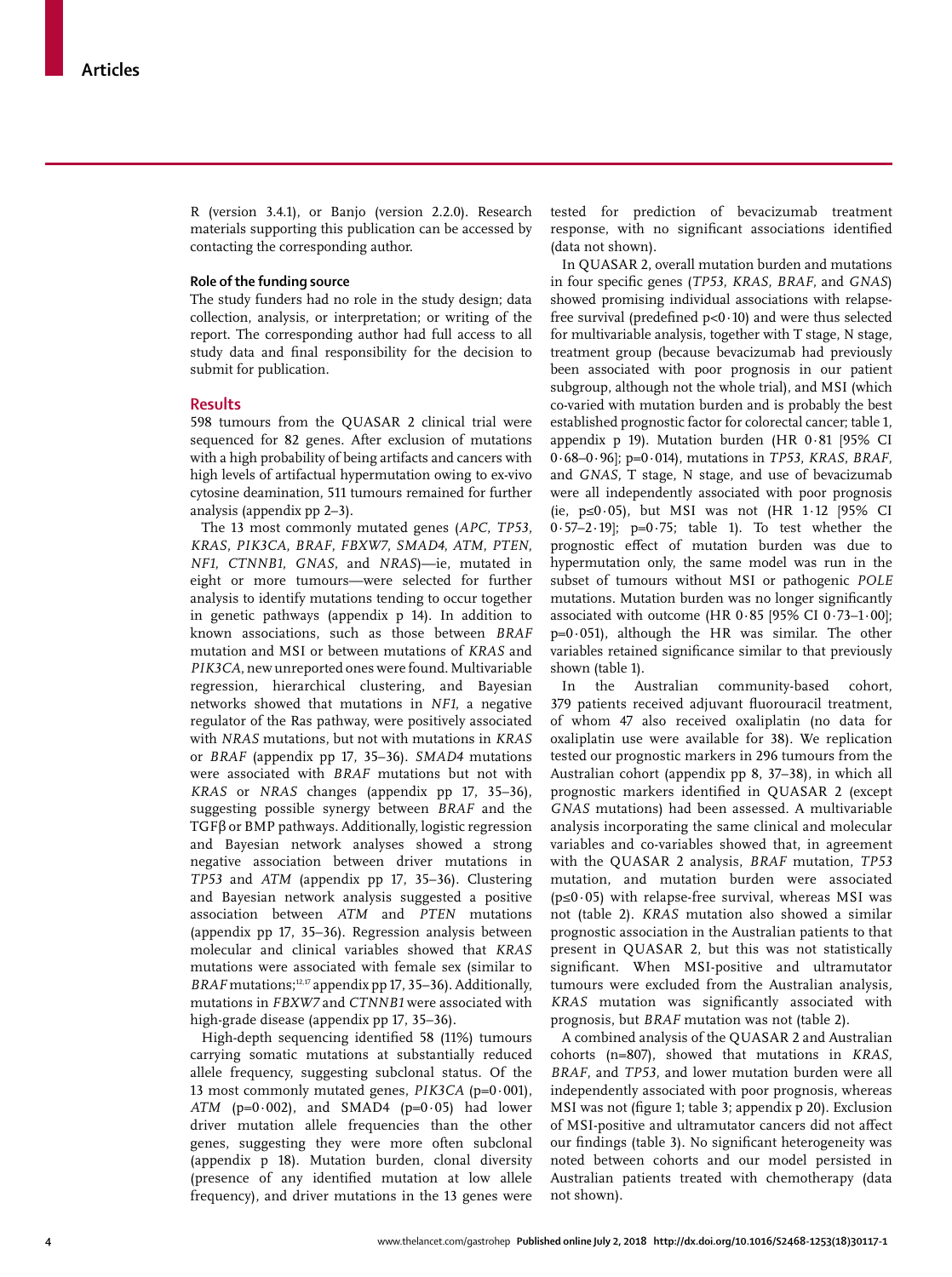R (version 3.4.1), or Banjo (version 2.2.0). Research materials supporting this publication can be accessed by contacting the corresponding author.

### Role of the funding source

The study funders had no role in the study design; data collection, analysis, or interpretation; or writing of the report. The corresponding author had full access to all study data and final responsibility for the decision to submit for publication.

## Results

598 tumours from the QUASAR 2 clinical trial were sequenced for 82 genes. After exclusion of mutations with a high probability of being artifacts and cancers with high levels of artifactual hypermutation owing to ex-vivo cytosine deamination, 511 tumours remained for further analysis (appendix pp 2–3).

The 13 most commonly mutated genes (*APC*, *TP53*, *KRAS*, *PIK3CA*, *BRAF*, *FBXW7*, *SMAD4*, *ATM*, *PTEN*, *NF1*, *CTNNB1*, *GNAS*, and *NRAS*)—ie, mutated in eight or more tumours—were selected for further analysis to identify mutations tending to occur together in genetic pathways (appendix p 14). In addition to known associations, such as those between *BRAF* mutation and MSI or between mutations of *KRAS* and *PIK3CA*, new unreported ones were found. Multivariable regression, hierarchical clustering, and Bayesian networks showed that mutations in *NF1*, a negative regulator of the Ras pathway, were positively associated with *NRAS* mutations, but not with mutations in *KRAS* or *BRAF* (appendix pp 17, 35–36). *SMAD4* mutations were associated with *BRAF* mutations but not with *KRAS* or *NRAS* changes (appendix pp 17, 35–36), suggesting possible synergy between *BRAF* and the TGFβ or BMP pathways. Additionally, logistic regression and Bayesian network analyses showed a strong negative association between driver mutations in *TP53* and *ATM* (appendix pp 17, 35–36). Clustering and Bayesian network analysis suggested a positive association between *ATM* and *PTEN* mutations (appendix pp 17, 35–36). Regression analysis between molecular and clinical variables showed that *KRAS* mutations were associated with female sex (similar to *BRAF* mutations;[12,17] appendix pp 17, 35–36). Additionally, mutations in *FBXW7* and *CTNNB1* were associated with high-grade disease (appendix pp 17, 35–36).

High-depth sequencing identified 58 (11%) tumours carrying somatic mutations at substantially reduced allele frequency, suggesting subclonal status. Of the 13 most commonly mutated genes, *PIK3CA* (p=0·001), *ATM* (p=0·002), and SMAD4 (p=0·05) had lower driver mutation allele frequencies than the other genes, suggesting they were more often subclonal (appendix p 18). Mutation burden, clonal diversity (presence of any identified mutation at low allele frequency), and driver mutations in the 13 genes were tested for prediction of bevacizumab treatment response, with no significant associations identified (data not shown).

In QUASAR 2, overall mutation burden and mutations in four specific genes (*TP53*, *KRAS*, *BRAF*, and *GNAS*) showed promising individual associations with relapse-free survival (predefined p<0·10) and were thus selected for multivariable analysis, together with T stage, N stage, treatment group (because bevacizumab had previously been associated with poor prognosis in our patient subgroup, although not the whole trial), and MSI (which co-varied with mutation burden and is probably the best established prognostic factor for colorectal cancer; table 1, appendix p 19). Mutation burden (HR 0·81 [95% CI 0·68–0·96]; p=0·014), mutations in *TP53*, *KRAS*, *BRAF*, and *GNAS*, T stage, N stage, and use of bevacizumab were all independently associated with poor prognosis (ie, p≤0·05), but MSI was not (HR 1·12 [95% CI 0·57–2·19]; p=0·75; table 1). To test whether the prognostic effect of mutation burden was due to hypermutation only, the same model was run in the subset of tumours without MSI or pathogenic *POLE* mutations. Mutation burden was no longer significantly associated with outcome (HR 0·85 [95% CI 0·73–1·00]; p=0·051), although the HR was similar. The other variables retained significance similar to that previously shown (table 1).

In the Australian community-based cohort, 379 patients received adjuvant fluorouracil treatment, of whom 47 also received oxaliplatin (no data for oxaliplatin use were available for 38). We replication tested our prognostic markers in 296 tumours from the Australian cohort (appendix pp 8, 37–38), in which all prognostic markers identified in QUASAR 2 (except *GNAS* mutations) had been assessed. A multivariable analysis incorporating the same clinical and molecular variables and co-variables showed that, in agreement with the QUASAR 2 analysis, *BRAF* mutation, *TP53* mutation, and mutation burden were associated (p≤0·05) with relapse-free survival, whereas MSI was not (table 2). *KRAS* mutation also showed a similar prognostic association in the Australian patients to that present in QUASAR 2, but this was not statistically significant. When MSI-positive and ultramutator tumours were excluded from the Australian analysis, *KRAS* mutation was significantly associated with prognosis, but *BRAF* mutation was not (table 2).

A combined analysis of the QUASAR 2 and Australian cohorts (n=807), showed that mutations in *KRAS*, *BRAF*, and *TP53*, and lower mutation burden were all independently associated with poor prognosis, whereas MSI was not (figure 1; table 3; appendix p 20). Exclusion of MSI-positive and ultramutator cancers did not affect our findings (table 3). No significant heterogeneity was noted between cohorts and our model persisted in Australian patients treated with chemotherapy (data not shown).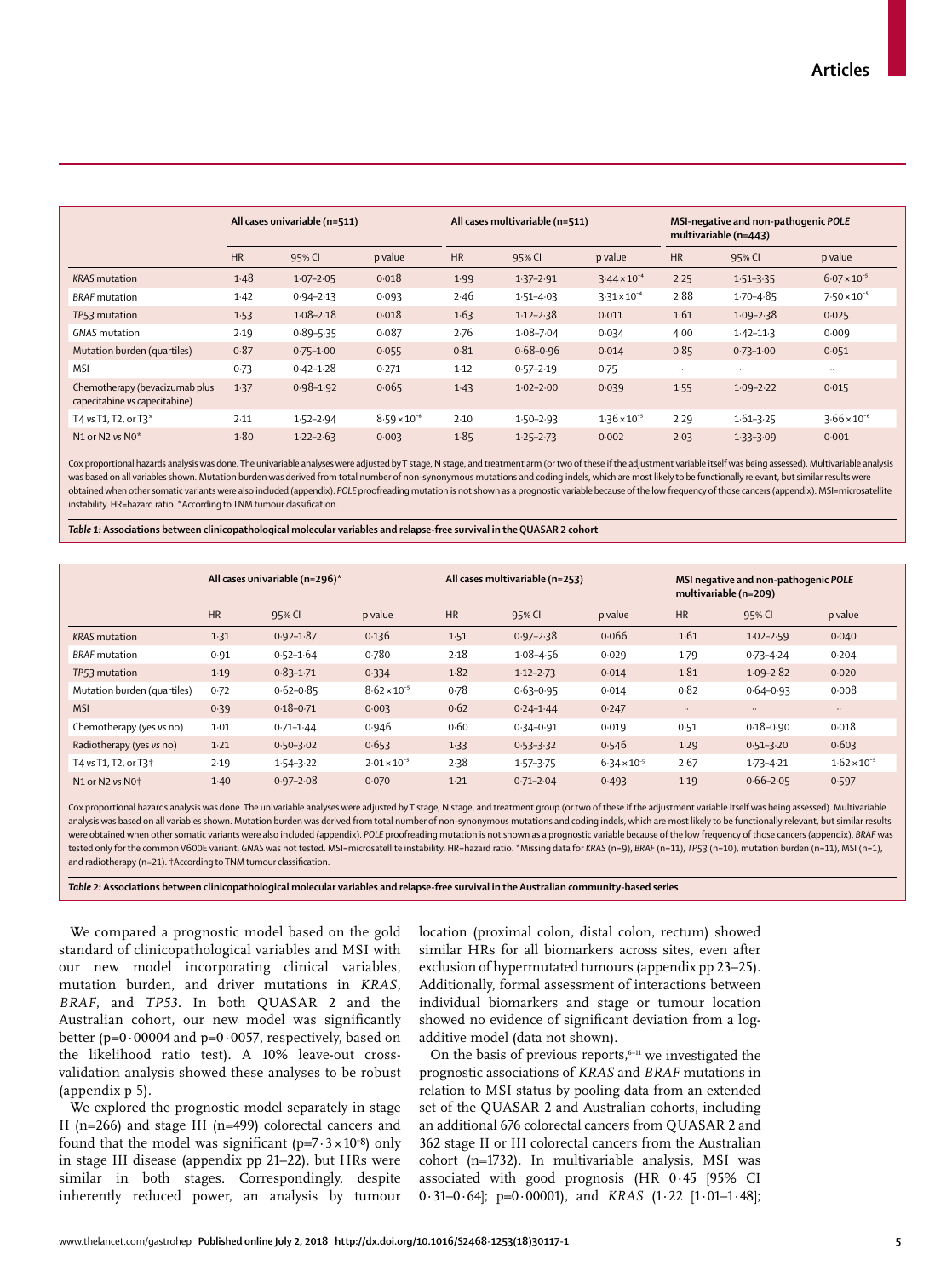| | All cases univariable (n=511) | | | All cases multivariable (n=511) | | | MSI-negative and non-pathogenic *POLE* multivariable (n=443) | | |
|---|---|---|---|---|---|---|---|---|---|
| | HR | 95% CI | p value | HR | 95% CI | p value | HR | 95% CI | p value |
| *KRAS* mutation | 1·48 | 1·07–2·05 | 0·018 | 1·99 | 1·37–2·91 | $3·44\times10^{-4}$ | 2·25 | 1·51–3·35 | $6·07\times10^{-5}$ |
| *BRAF* mutation | 1·42 | 0·94–2·13 | 0·093 | 2·46 | 1·51–4·03 | $3·31\times10^{-4}$ | 2·88 | 1·70–4·85 | $7·50\times10^{-5}$ |
| *TP53* mutation | 1·53 | 1·08–2·18 | 0·018 | 1·63 | 1·12–2·38 | 0·011 | 1·61 | 1·09–2·38 | 0·025 |
| *GNAS* mutation | 2·19 | 0·89–5·35 | 0·087 | 2·76 | 1·08–7·04 | 0·034 | 4·00 | 1·42–11·3 | 0·009 |
| Mutation burden (quartiles) | 0·87 | 0·75–1·00 | 0·055 | 0·81 | 0·68–0·96 | 0·014 | 0·85 | 0·73–1·00 | 0·051 |
| MSI | 0·73 | 0·42–1·28 | 0·271 | 1·12 | 0·57–2·19 | 0·75 | .. | .. | .. |
| Chemotherapy (bevacizumab plus capecitabine *vs* capecitabine) | 1·37 | 0·98–1·92 | 0·065 | 1·43 | 1·02–2·00 | 0·039 | 1·55 | 1·09–2·22 | 0·015 |
| T4 *vs* T1, T2, or T3* | 2·11 | 1·52–2·94 | $8·59\times10^{-6}$ | 2·10 | 1·50–2·93 | $1·36\times10^{-5}$ | 2·29 | 1·61–3·25 | $3·66\times10^{-6}$ |
| N1 or N2 *vs* N0* | 1·80 | 1·22–2·63 | 0·003 | 1·85 | 1·25–2·73 | 0·002 | 2·03 | 1·33–3·09 | 0·001 |

Cox proportional hazards analysis was done. The univariable analyses were adjusted by T stage, N stage, and treatment arm (or two of these if the adjustment variable itself was being assessed). Multivariable analysis was based on all variables shown. Mutation burden was derived from total number of non-synonymous mutations and coding indels, which are most likely to be functionally relevant, but similar results were obtained when other somatic variants were also included (appendix). *POLE* proofreading mutation is not shown as a prognostic variable because of the low frequency of those cancers (appendix). MSI=microsatellite instability. HR=hazard ratio. *According to TNM tumour classification.

***Table 1:* Associations between clinicopathological molecular variables and relapse-free survival in the QUASAR 2 cohort**

| | All cases univariable (n=296)* | | | All cases multivariable (n=253) | | | MSI negative and non-pathogenic *POLE* multivariable (n=209) | | |
|---|---|---|---|---|---|---|---|---|---|
| | HR | 95% CI | p value | HR | 95% CI | p value | HR | 95% CI | p value |
| *KRAS* mutation | 1·31 | 0·92–1·87 | 0·136 | 1·51 | 0·97–2·38 | 0·066 | 1·61 | 1·02–2·59 | 0·040 |
| *BRAF* mutation | 0·91 | 0·52–1·64 | 0·780 | 2·18 | 1·08–4·56 | 0·029 | 1·79 | 0·73–4·24 | 0·204 |
| *TP53* mutation | 1·19 | 0·83–1·71 | 0·334 | 1·82 | 1·12–2·73 | 0·014 | 1·81 | 1·09–2·82 | 0·020 |
| Mutation burden (quartiles) | 0·72 | 0·62–0·85 | $8·62\times10^{-5}$ | 0·78 | 0·63–0·95 | 0·014 | 0·82 | 0·64–0·93 | 0·008 |
| MSI | 0·39 | 0·18–0·71 | 0·003 | 0·62 | 0·24–1·44 | 0·247 | .. | .. | .. |
| Chemotherapy (yes *vs* no) | 1·01 | 0·71–1·44 | 0·946 | 0·60 | 0·34–0·91 | 0·019 | 0·51 | 0·18–0·90 | 0·018 |
| Radiotherapy (yes *vs* no) | 1·21 | 0·50–3·02 | 0·653 | 1·33 | 0·53–3·32 | 0·546 | 1·29 | 0·51–3·20 | 0·603 |
| T4 *vs* T1, T2, or T3† | 2·19 | 1·54–3·22 | $2·01\times10^{-5}$ | 2·38 | 1·57–3·75 | $6·34\times10^{-5}$ | 2·67 | 1·73–4·21 | $1·62\times10^{-5}$ |
| N1 or N2 *vs* N0† | 1·40 | 0·97–2·08 | 0·070 | 1·21 | 0·71–2·04 | 0·493 | 1·19 | 0·66–2·05 | 0·597 |

Cox proportional hazards analysis was done. The univariable analyses were adjusted by T stage, N stage, and treatment group (or two of these if the adjustment variable itself was being assessed). Multivariable analysis was based on all variables shown. Mutation burden was derived from total number of non-synonymous mutations and coding indels, which are most likely to be functionally relevant, but similar results were obtained when other somatic variants were also included (appendix). *POLE* proofreading mutation is not shown as a prognostic variable because of the low frequency of those cancers (appendix). *BRAF* was tested only for the common V600E variant. *GNAS* was not tested. MSI=microsatellite instability. HR=hazard ratio. *Missing data for *KRAS* (n=9), *BRAF* (n=11), *TP53* (n=10), mutation burden (n=11), MSI (n=1), and radiotherapy (n=21). †According to TNM tumour classification.

***Table 2:* Associations between clinicopathological molecular variables and relapse-free survival in the Australian community-based series**

We compared a prognostic model based on the gold standard of clinicopathological variables and MSI with our new model incorporating clinical variables, mutation burden, and driver mutations in *KRAS*, *BRAF*, and *TP53*. In both QUASAR 2 and the Australian cohort, our new model was significantly better (p=0·00004 and p=0·0057, respectively, based on the likelihood ratio test). A 10% leave-out cross-validation analysis showed these analyses to be robust (appendix p 5).

We explored the prognostic model separately in stage II (n=266) and stage III (n=499) colorectal cancers and found that the model was significant ($p=7\cdot3\times10^{-8}$) only in stage III disease (appendix pp 21–22), but HRs were similar in both stages. Correspondingly, despite inherently reduced power, an analysis by tumour location (proximal colon, distal colon, rectum) showed similar HRs for all biomarkers across sites, even after exclusion of hypermutated tumours (appendix pp 23–25). Additionally, formal assessment of interactions between individual biomarkers and stage or tumour location showed no evidence of significant deviation from a log-additive model (data not shown).

On the basis of previous reports,[6–11] we investigated the prognostic associations of *KRAS* and *BRAF* mutations in relation to MSI status by pooling data from an extended set of the QUASAR 2 and Australian cohorts, including an additional 676 colorectal cancers from QUASAR 2 and 362 stage II or III colorectal cancers from the Australian cohort (n=1732). In multivariable analysis, MSI was associated with good prognosis (HR 0·45 [95% CI 0·31–0·64]; p=0·00001), and *KRAS* (1·22 [1·01–1·48];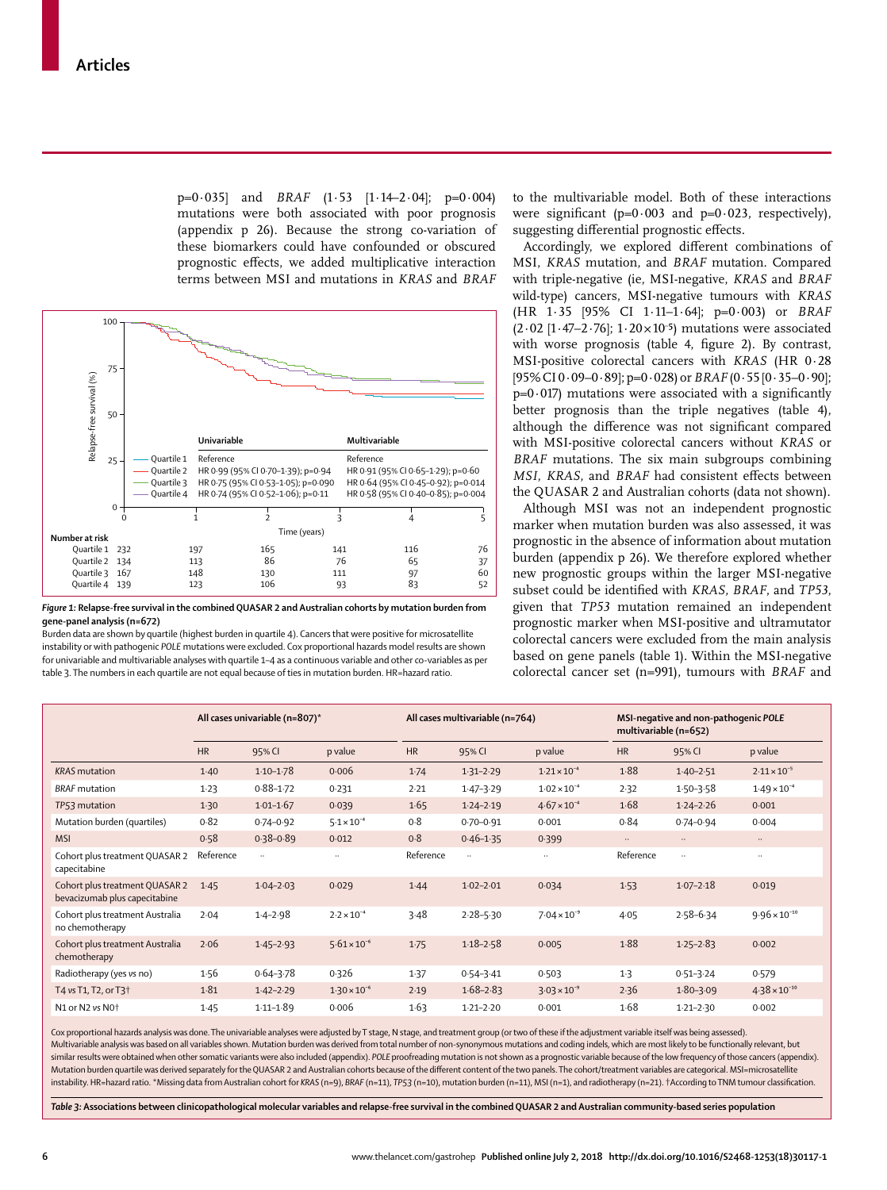p=0·035] and *BRAF* (1·53 [1·14–2·04]; p=0·004) mutations were both associated with poor prognosis (appendix p 26). Because the strong co-variation of these biomarkers could have confounded or obscured prognostic effects, we added multiplicative interaction terms between MSI and mutations in *KRAS* and *BRAF* to the multivariable model. Both of these interactions were significant (p=0·003 and p=0·023, respectively), suggesting differential prognostic effects.

Accordingly, we explored different combinations of MSI, *KRAS* mutation, and *BRAF* mutation. Compared with triple-negative (ie, MSI-negative, *KRAS* and *BRAF* wild-type) cancers, MSI-negative tumours with *KRAS* (HR 1·35 [95% CI 1·11–1·64]; p=0·003) or *BRAF* (2·02 [1·47–2·76]; $1·20 \times 10^{-5}$) mutations were associated with worse prognosis (table 4, figure 2). By contrast, MSI-positive colorectal cancers with *KRAS* (HR 0·28 [95% CI 0·09–0·89]; p=0·028) or *BRAF* (0·55 [0·35–0·90]; p=0·017) mutations were associated with a significantly better prognosis than the triple negatives (table 4), although the difference was not significant compared with MSI-positive colorectal cancers without *KRAS* or *BRAF* mutations. The six main subgroups combining *MSI*, *KRAS*, and *BRAF* had consistent effects between the QUASAR 2 and Australian cohorts (data not shown).

Although MSI was not an independent prognostic marker when mutation burden was also assessed, it was prognostic in the absence of information about mutation burden (appendix p 26). We therefore explored whether new prognostic groups within the larger MSI-negative subset could be identified with *KRAS, BRAF*, and *TP53*, given that *TP53* mutation remained an independent prognostic marker when MSI-positive and ultramutator colorectal cancers were excluded from the main analysis based on gene panels (table 1). Within the MSI-negative colorectal cancer set (n=991), tumours with *BRAF* and

| | Univariable | Multivariable |
|---|---|---|
| Quartile 1 | Reference | Reference |
| Quartile 2 | HR 0·99 (95% CI 0·70–1·39); p=0·94 | HR 0·91 (95% CI 0·65–1·29); p=0·60 |
| Quartile 3 | HR 0·75 (95% CI 0·53–1·05); p=0·090 | HR 0·64 (95% CI 0·45–0·92); p=0·014 |
| Quartile 4 | HR 0·74 (95% CI 0·52–1·06); p=0·11 | HR 0·58 (95% CI 0·40–0·85); p=0·004 |

| Number at risk | 0 | 1 | 2 | 3 | 4 | 5 |
|---|---|---|---|---|---|---|
| Quartile 1 | 232 | 197 | 165 | 141 | 116 | 76 |
| Quartile 2 | 134 | 113 | 86 | 76 | 65 | 37 |
| Quartile 3 | 167 | 148 | 130 | 111 | 97 | 60 |
| Quartile 4 | 139 | 123 | 106 | 93 | 83 | 52 |

**Figure 1: Relapse-free survival in the combined QUASAR 2 and Australian cohorts by mutation burden from gene-panel analysis (n=672)**

Burden data are shown by quartile (highest burden in quartile 4). Cancers that were positive for microsatellite instability or with pathogenic *POLE* mutations were excluded. Cox proportional hazards model results are shown for univariable and multivariable analyses with quartile 1–4 as a continuous variable and other co-variables as per table 3. The numbers in each quartile are not equal because of ties in mutation burden. HR=hazard ratio.

| | All cases univariable (n=807)* | | | All cases multivariable (n=764) | | | MSI-negative and non-pathogenic *POLE* multivariable (n=652) | | |
|---|---|---|---|---|---|---|---|---|---|
| | HR | 95% CI | p value | HR | 95% CI | p value | HR | 95% CI | p value |
| *KRAS* mutation | 1·40 | 1·10–1·78 | 0·006 | 1·74 | 1·31–2·29 | $1·21 \times 10^{-4}$ | 1·88 | 1·40–2·51 | $2·11 \times 10^{-5}$ |
| *BRAF* mutation | 1·23 | 0·88–1·72 | 0·231 | 2·21 | 1·47–3·29 | $1·02 \times 10^{-4}$ | 2·32 | 1·50–3·58 | $1·49 \times 10^{-4}$ |
| *TP53* mutation | 1·30 | 1·01–1·67 | 0·039 | 1·65 | 1·24–2·19 | $4·67 \times 10^{-4}$ | 1·68 | 1·24–2·26 | 0·001 |
| Mutation burden (quartiles) | 0·82 | 0·74–0·92 | $5·1 \times 10^{-4}$ | 0·8 | 0·70–0·91 | 0·001 | 0·84 | 0·74–0·94 | 0·004 |
| MSI | 0·58 | 0·38–0·89 | 0·012 | 0·8 | 0·46–1·35 | 0·399 | .. | .. | .. |
| Cohort plus treatment QUASAR 2 capecitabine | Reference | .. | .. | Reference | .. | .. | Reference | .. | .. |
| Cohort plus treatment QUASAR 2 bevacizumab plus capecitabine | 1·45 | 1·04–2·03 | 0·029 | 1·44 | 1·02–2·01 | 0·034 | 1·53 | 1·07–2·18 | 0·019 |
| Cohort plus treatment Australia no chemotherapy | 2·04 | 1·4–2·98 | $2·2 \times 10^{-4}$ | 3·48 | 2·28–5·30 | $7·04 \times 10^{-9}$ | 4·05 | 2·58–6·34 | $9·96 \times 10^{-10}$ |
| Cohort plus treatment Australia chemotherapy | 2·06 | 1·45–2·93 | $5·61 \times 10^{-6}$ | 1·75 | 1·18–2·58 | 0·005 | 1·88 | 1·25–2·83 | 0·002 |
| Radiotherapy (yes vs no) | 1·56 | 0·64–3·78 | 0·326 | 1·37 | 0·54–3·41 | 0·503 | 1·3 | 0·51–3·24 | 0·579 |
| T4 *vs* T1, T2, or T3† | 1·81 | 1·42–2·29 | $1·30 \times 10^{-6}$ | 2·19 | 1·68–2·83 | $3·03 \times 10^{-9}$ | 2·36 | 1·80–3·09 | $4·38 \times 10^{-10}$ |
| N1 or N2 *vs* N0† | 1·45 | 1·11–1·89 | 0·006 | 1·63 | 1·21–2·20 | 0·001 | 1·68 | 1·21–2·30 | 0·002 |

Cox proportional hazards analysis was done. The univariable analyses were adjusted by T stage, N stage, and treatment group (or two of these if the adjustment variable itself was being assessed). Multivariable analysis was based on all variables shown. Mutation burden was derived from total number of non-synonymous mutations and coding indels, which are most likely to be functionally relevant, but similar results were obtained when other somatic variants were also included (appendix). *POLE* proofreading mutation is not shown as a prognostic variable because of the low frequency of those cancers (appendix). Mutation burden quartile was derived separately for the QUASAR 2 and Australian cohorts because of the different content of the two panels. The cohort/treatment variables are categorical. MSI=microsatellite instability. HR=hazard ratio. *Missing data from Australian cohort for *KRAS* (n=9), *BRAF* (n=11), *TP53* (n=10), mutation burden (n=11), MSI (n=1), and radiotherapy (n=21). †According to TNM tumour classification.

**Table 3: Associations between clinicopathological molecular variables and relapse-free survival in the combined QUASAR 2 and Australian community-based series population**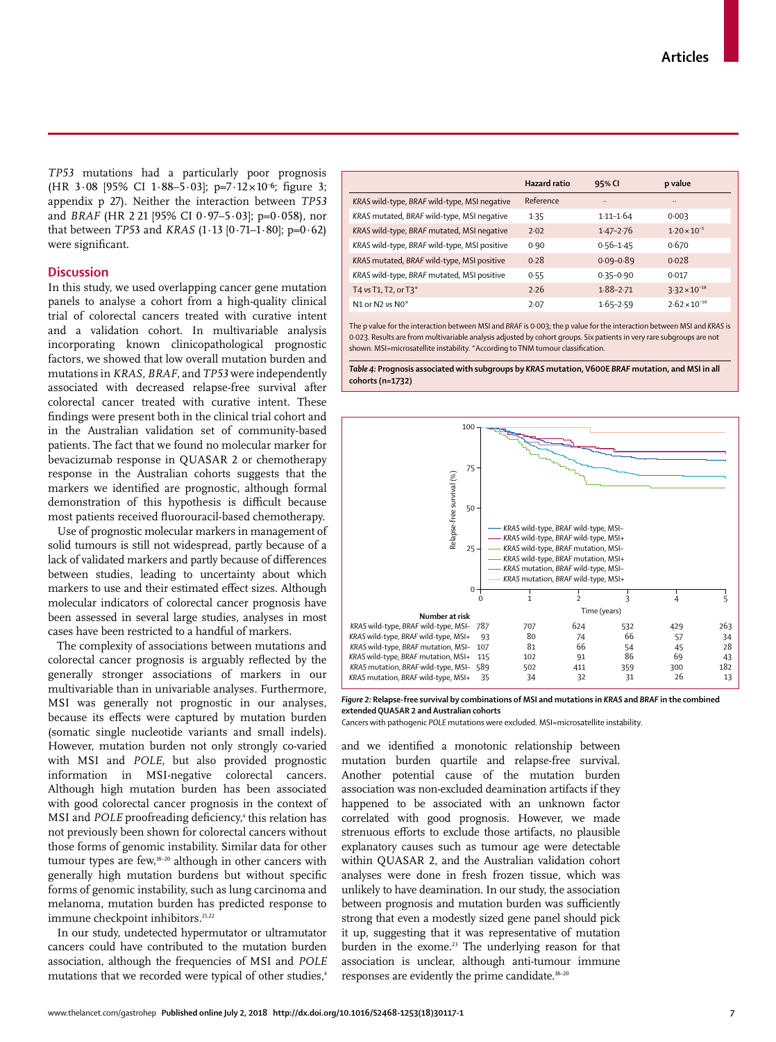*TP53* mutations had a particularly poor prognosis (HR 3·08 [95% CI 1·88–5·03]; $p=7·12\times10^{-6}$; figure 3; appendix p 27). Neither the interaction between *TP53* and *BRAF* (HR 2·21 [95% CI 0·97–5·03]; p=0·058), nor that between *TP53* and *KRAS* (1·13 [0·71–1·80]; p=0·62) were significant.

## Discussion

In this study, we used overlapping cancer gene mutation panels to analyse a cohort from a high-quality clinical trial of colorectal cancers treated with curative intent and a validation cohort. In multivariable analysis incorporating known clinicopathological prognostic factors, we showed that low overall mutation burden and mutations in *KRAS*, *BRAF*, and *TP53* were independently associated with decreased relapse-free survival after colorectal cancer treated with curative intent. These findings were present both in the clinical trial cohort and in the Australian validation set of community-based patients. The fact that we found no molecular marker for bevacizumab response in QUASAR 2 or chemotherapy response in the Australian cohorts suggests that the markers we identified are prognostic, although formal demonstration of this hypothesis is difficult because most patients received fluorouracil-based chemotherapy.

Use of prognostic molecular markers in management of solid tumours is still not widespread, partly because of a lack of validated markers and partly because of differences between studies, leading to uncertainty about which markers to use and their estimated effect sizes. Although molecular indicators of colorectal cancer prognosis have been assessed in several large studies, analyses in most cases have been restricted to a handful of markers.

The complexity of associations between mutations and colorectal cancer prognosis is arguably reflected by the generally stronger associations of markers in our multivariable than in univariable analyses. Furthermore, MSI was generally not prognostic in our analyses, because its effects were captured by mutation burden (somatic single nucleotide variants and small indels). However, mutation burden not only strongly co-varied with MSI and *POLE*, but also provided prognostic information in MSI-negative colorectal cancers. Although high mutation burden has been associated with good colorectal cancer prognosis in the context of MSI and *POLE* proofreading deficiency,[4] this relation has not previously been shown for colorectal cancers without those forms of genomic instability. Similar data for other tumour types are few,[18–20] although in other cancers with generally high mutation burdens but without specific forms of genomic instability, such as lung carcinoma and melanoma, mutation burden has predicted response to immune checkpoint inhibitors.[21,22]

In our study, undetected hypermutator or ultramutator cancers could have contributed to the mutation burden association, although the frequencies of MSI and *POLE* mutations that we recorded were typical of other studies,[4] and we identified a monotonic relationship between mutation burden quartile and relapse-free survival. Another potential cause of the mutation burden association was non-excluded deamination artifacts if they happened to be associated with an unknown factor correlated with good prognosis. However, we made strenuous efforts to exclude those artifacts, no plausible explanatory causes such as tumour age were detectable within QUASAR 2, and the Australian validation cohort analyses were done in fresh frozen tissue, which was unlikely to have deamination. In our study, the association between prognosis and mutation burden was sufficiently strong that even a modestly sized gene panel should pick it up, suggesting that it was representative of mutation burden in the exome.[23] The underlying reason for that association is unclear, although anti-tumour immune responses are evidently the prime candidate.[18–20]

| | Hazard ratio | 95% CI | p value |
|---|---|---|---|
| *KRAS* wild-type, *BRAF* wild-type, MSI negative | Reference | .. | .. |
| *KRAS* mutated, *BRAF* wild-type, MSI negative | 1·35 | 1·11–1·64 | 0·003 |
| *KRAS* wild-type, *BRAF* mutated, MSI negative | 2·02 | 1·47–2·76 | $1·20\times10^{-5}$ |
| *KRAS* wild-type, *BRAF* wild-type, MSI positive | 0·90 | 0·56–1·45 | 0·670 |
| *KRAS* mutated, *BRAF* wild-type, MSI positive | 0·28 | 0·09–0·89 | 0·028 |
| *KRAS* wild-type, *BRAF* mutated, MSI positive | 0·55 | 0·35–0·90 | 0·017 |
| T4 *vs* T1, T2, or T3* | 2·26 | 1·88–2·71 | $3·32\times10^{-18}$ |
| N1 or N2 *vs* N0* | 2·07 | 1·65–2·59 | $2·62\times10^{-10}$ |

The p value for the interaction between MSI and *BRAF* is 0·003; the p value for the interaction between MSI and *KRAS* is 0·023. Results are from multivariable analysis adjusted by cohort groups. Six patients in very rare subgroups are not shown. MSI=microsatellite instability. *According to TNM tumour classification.

**Table 4: Prognosis associated with subgroups by *KRAS* mutation, V600E *BRAF* mutation, and MSI in all cohorts (n=1732)**

Relapse-free survival (%)
100
75
50
25
0
Time (years)
0 1 2 3 4 5
*KRAS* wild-type, *BRAF* wild-type, MSI–
*KRAS* wild-type, *BRAF* wild-type, MSI+
*KRAS* wild-type, *BRAF* mutation, MSI–
*KRAS* wild-type, *BRAF* mutation, MSI+
*KRAS* mutation, *BRAF* wild-type, MSI–
*KRAS* mutation, *BRAF* wild-type, MSI+

Number at risk
*KRAS* wild-type, *BRAF* wild-type, MSI– 787 707 624 532 429 263
*KRAS* wild-type, *BRAF* wild-type, MSI+ 93 80 74 66 57 34
*KRAS* wild-type, *BRAF* mutation, MSI– 107 81 66 54 45 28
*KRAS* wild-type, *BRAF* mutation, MSI+ 115 102 91 86 69 43
*KRAS* mutation, *BRAF* wild-type, MSI– 589 502 411 359 300 182
*KRAS* mutation, *BRAF* wild-type, MSI+ 35 34 32 31 26 13

***Figure 2:* Relapse-free survival by combinations of MSI and mutations in *KRAS* and *BRAF* in the combined extended QUASAR 2 and Australian cohorts**

Cancers with pathogenic *POLE* mutations were excluded. MSI=microsatellite instability.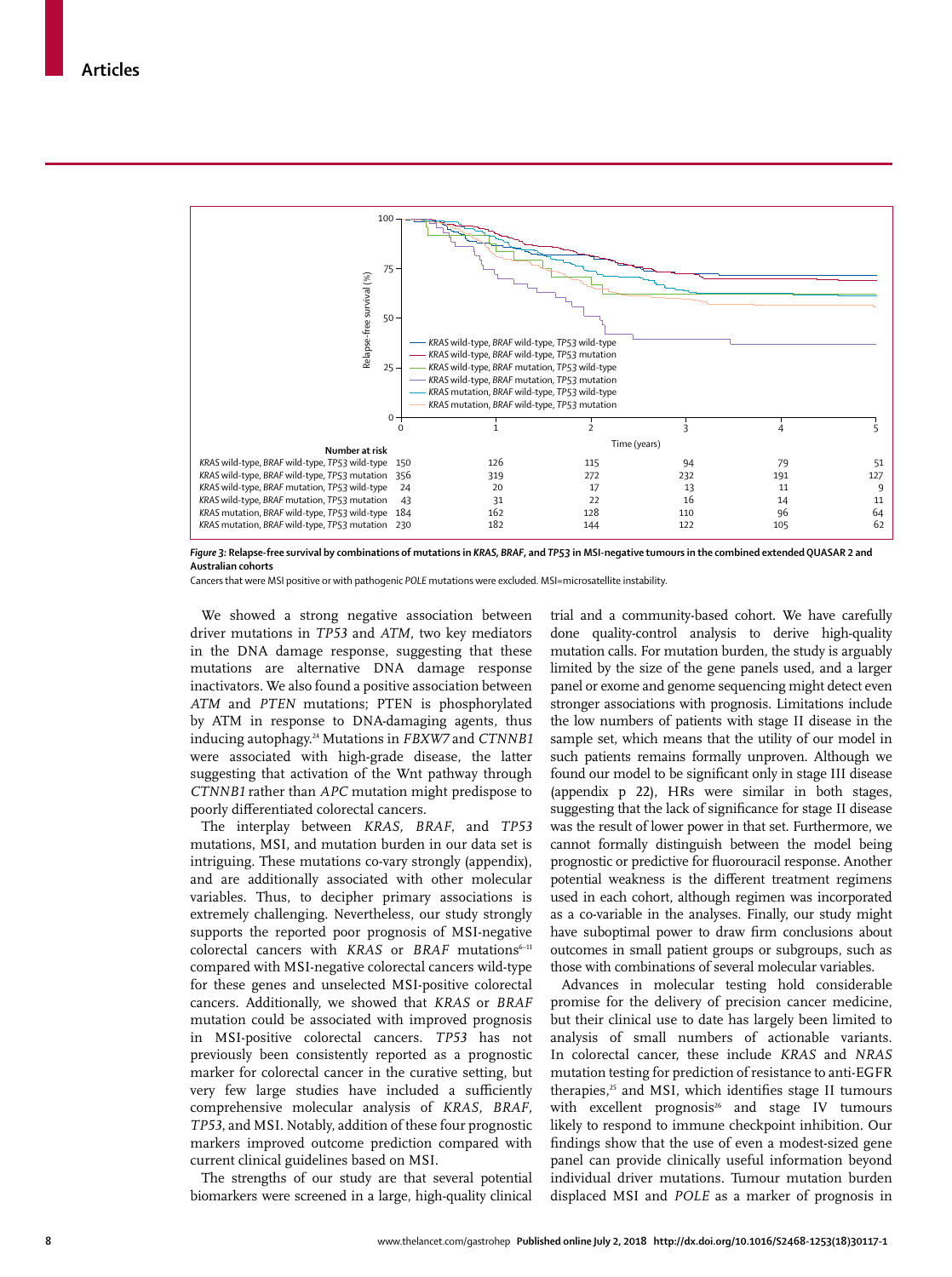Relapse-free survival (%)

100

75

50

25

0

0 1 2 3 4 5

Time (years)

*KRAS* wild-type, *BRAF* wild-type, *TP53* wild-type
*KRAS* wild-type, *BRAF* wild-type, *TP53* mutation
*KRAS* wild-type, *BRAF* mutation, *TP53* wild-type
*KRAS* wild-type, *BRAF* mutation, *TP53* mutation
*KRAS* mutation, *BRAF* wild-type, *TP53* wild-type
*KRAS* mutation, *BRAF* wild-type, *TP53* mutation

Number at risk

*KRAS* wild-type, *BRAF* wild-type, *TP53* wild-type 150 126 115 94 79 51
*KRAS* wild-type, *BRAF* wild-type, *TP53* mutation 356 319 272 232 191 127
*KRAS* wild-type, *BRAF* mutation, *TP53* wild-type 24 20 17 13 11 9
*KRAS* wild-type, *BRAF* mutation, *TP53* mutation 43 31 22 16 14 11
*KRAS* mutation, *BRAF* wild-type, *TP53* wild-type 184 162 128 110 96 64
*KRAS* mutation, *BRAF* wild-type, *TP53* mutation 230 182 144 122 105 62

**Figure 3: Relapse-free survival by combinations of mutations in *KRAS*, *BRAF*, and *TP53* in MSI-negative tumours in the combined extended QUASAR 2 and Australian cohorts**

Cancers that were MSI positive or with pathogenic *POLE* mutations were excluded. MSI=microsatellite instability.

We showed a strong negative association between driver mutations in *TP53* and *ATM*, two key mediators in the DNA damage response, suggesting that these mutations are alternative DNA damage response inactivators. We also found a positive association between *ATM* and *PTEN* mutations; PTEN is phosphorylated by ATM in response to DNA-damaging agents, thus inducing autophagy.[24] Mutations in *FBXW7* and *CTNNB1* were associated with high-grade disease, the latter suggesting that activation of the Wnt pathway through *CTNNB1* rather than *APC* mutation might predispose to poorly differentiated colorectal cancers.

The interplay between *KRAS*, *BRAF*, and *TP53* mutations, MSI, and mutation burden in our data set is intriguing. These mutations co-vary strongly (appendix), and are additionally associated with other molecular variables. Thus, to decipher primary associations is extremely challenging. Nevertheless, our study strongly supports the reported poor prognosis of MSI-negative colorectal cancers with *KRAS* or *BRAF* mutations[6–11] compared with MSI-negative colorectal cancers wild-type for these genes and unselected MSI-positive colorectal cancers. Additionally, we showed that *KRAS* or *BRAF* mutation could be associated with improved prognosis in MSI-positive colorectal cancers. *TP53* has not previously been consistently reported as a prognostic marker for colorectal cancer in the curative setting, but very few large studies have included a sufficiently comprehensive molecular analysis of *KRAS*, *BRAF*, *TP53*, and MSI. Notably, addition of these four prognostic markers improved outcome prediction compared with current clinical guidelines based on MSI.

The strengths of our study are that several potential biomarkers were screened in a large, high-quality clinical trial and a community-based cohort. We have carefully done quality-control analysis to derive high-quality mutation calls. For mutation burden, the study is arguably limited by the size of the gene panels used, and a larger panel or exome and genome sequencing might detect even stronger associations with prognosis. Limitations include the low numbers of patients with stage II disease in the sample set, which means that the utility of our model in such patients remains formally unproven. Although we found our model to be significant only in stage III disease (appendix p 22), HRs were similar in both stages, suggesting that the lack of significance for stage II disease was the result of lower power in that set. Furthermore, we cannot formally distinguish between the model being prognostic or predictive for fluorouracil response. Another potential weakness is the different treatment regimens used in each cohort, although regimen was incorporated as a co-variable in the analyses. Finally, our study might have suboptimal power to draw firm conclusions about outcomes in small patient groups or subgroups, such as those with combinations of several molecular variables.

Advances in molecular testing hold considerable promise for the delivery of precision cancer medicine, but their clinical use to date has largely been limited to analysis of small numbers of actionable variants. In colorectal cancer, these include *KRAS* and *NRAS* mutation testing for prediction of resistance to anti-EGFR therapies,[25] and MSI, which identifies stage II tumours with excellent prognosis[26] and stage IV tumours likely to respond to immune checkpoint inhibition. Our findings show that the use of even a modest-sized gene panel can provide clinically useful information beyond individual driver mutations. Tumour mutation burden displaced MSI and *POLE* as a marker of prognosis in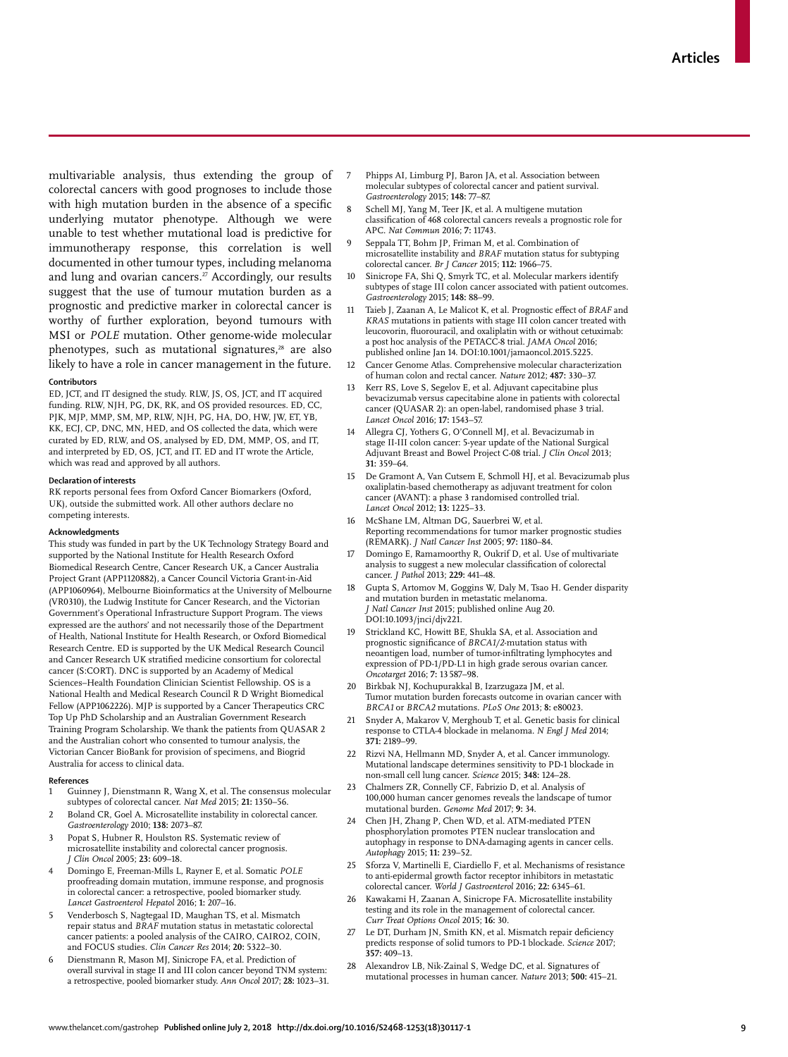multivariable analysis, thus extending the group of colorectal cancers with good prognoses to include those with high mutation burden in the absence of a specific underlying mutator phenotype. Although we were unable to test whether mutational load is predictive for immunotherapy response, this correlation is well documented in other tumour types, including melanoma and lung and ovarian cancers.[27] Accordingly, our results suggest that the use of tumour mutation burden as a prognostic and predictive marker in colorectal cancer is worthy of further exploration, beyond tumours with MSI or *POLE* mutation. Other genome-wide molecular phenotypes, such as mutational signatures,[28] are also likely to have a role in cancer management in the future.

#### Contributors

ED, JCT, and IT designed the study. RLW, JS, OS, JCT, and IT acquired funding. RLW, NJH, PG, DK, RK, and OS provided resources. ED, CC, PJK, MJP, MMP, SM, MP, RLW, NJH, PG, HA, DO, HW, JW, ET, YB, KK, ECJ, CP, DNC, MN, HED, and OS collected the data, which were curated by ED, RLW, and OS, analysed by ED, DM, MMP, OS, and IT, and interpreted by ED, OS, JCT, and IT. ED and IT wrote the Article, which was read and approved by all authors.

#### Declaration of interests

RK reports personal fees from Oxford Cancer Biomarkers (Oxford, UK), outside the submitted work. All other authors declare no competing interests.

#### Acknowledgments

This study was funded in part by the UK Technology Strategy Board and supported by the National Institute for Health Research Oxford Biomedical Research Centre, Cancer Research UK, a Cancer Australia Project Grant (APP1120882), a Cancer Council Victoria Grant-in-Aid (APP1060964), Melbourne Bioinformatics at the University of Melbourne (VR0310), the Ludwig Institute for Cancer Research, and the Victorian Government's Operational Infrastructure Support Program. The views expressed are the authors' and not necessarily those of the Department of Health, National Institute for Health Research, or Oxford Biomedical Research Centre. ED is supported by the UK Medical Research Council and Cancer Research UK stratified medicine consortium for colorectal cancer (S:CORT). DNC is supported by an Academy of Medical Sciences–Health Foundation Clinician Scientist Fellowship. OS is a National Health and Medical Research Council R D Wright Biomedical Fellow (APP1062226). MJP is supported by a Cancer Therapeutics CRC Top Up PhD Scholarship and an Australian Government Research Training Program Scholarship. We thank the patients from QUASAR 2 and the Australian cohort who consented to tumour analysis, the Victorian Cancer BioBank for provision of specimens, and Biogrid Australia for access to clinical data.

#### References

1. Guinney J, Dienstmann R, Wang X, et al. The consensus molecular subtypes of colorectal cancer. *Nat Med* 2015; **21:** 1350–56.
2. Boland CR, Goel A. Microsatellite instability in colorectal cancer. *Gastroenterology* 2010; **138:** 2073–87.
3. Popat S, Hubner R, Houlston RS. Systematic review of microsatellite instability and colorectal cancer prognosis. *J Clin Oncol* 2005; **23:** 609–18.
4. Domingo E, Freeman-Mills L, Rayner E, et al. Somatic *POLE* proofreading domain mutation, immune response, and prognosis in colorectal cancer: a retrospective, pooled biomarker study. *Lancet Gastroenterol Hepatol* 2016; **1:** 207–16.
5. Venderbosch S, Nagtegaal ID, Maughan TS, et al. Mismatch repair status and *BRAF* mutation status in metastatic colorectal cancer patients: a pooled analysis of the CAIRO, CAIRO2, COIN, and FOCUS studies. *Clin Cancer Res* 2014; **20:** 5322–30.
6. Dienstmann R, Mason MJ, Sinicrope FA, et al. Prediction of overall survival in stage II and III colon cancer beyond TNM system: a retrospective, pooled biomarker study. *Ann Oncol* 2017; **28:** 1023–31.
7. Phipps AI, Limburg PJ, Baron JA, et al. Association between molecular subtypes of colorectal cancer and patient survival. *Gastroenterology* 2015; **148:** 77–87.
8. Schell MJ, Yang M, Teer JK, et al. A multigene mutation classification of 468 colorectal cancers reveals a prognostic role for APC. *Nat Commun* 2016; **7:** 11743.
9. Seppala TT, Bohm JP, Friman M, et al. Combination of microsatellite instability and *BRAF* mutation status for subtyping colorectal cancer. *Br J Cancer* 2015; **112:** 1966–75.
10. Sinicrope FA, Shi Q, Smyrk TC, et al. Molecular markers identify subtypes of stage III colon cancer associated with patient outcomes. *Gastroenterology* 2015; **148:** 88–99.
11. Taieb J, Zaanan A, Le Malicot K, et al. Prognostic effect of *BRAF* and *KRAS* mutations in patients with stage III colon cancer treated with leucovorin, fluorouracil, and oxaliplatin with or without cetuximab: a post hoc analysis of the PETACC-8 trial. *JAMA Oncol* 2016; published online Jan 14. DOI:10.1001/jamaoncol.2015.5225.
12. Cancer Genome Atlas. Comprehensive molecular characterization of human colon and rectal cancer. *Nature* 2012; **487:** 330–37.
13. Kerr RS, Love S, Segelov E, et al. Adjuvant capecitabine plus bevacizumab versus capecitabine alone in patients with colorectal cancer (QUASAR 2): an open-label, randomised phase 3 trial. *Lancet Oncol* 2016; **17:** 1543–57.
14. Allegra CJ, Yothers G, O'Connell MJ, et al. Bevacizumab in stage II-III colon cancer: 5-year update of the National Surgical Adjuvant Breast and Bowel Project C-08 trial. *J Clin Oncol* 2013; **31:** 359–64.
15. De Gramont A, Van Cutsem E, Schmoll HJ, et al. Bevacizumab plus oxaliplatin-based chemotherapy as adjuvant treatment for colon cancer (AVANT): a phase 3 randomised controlled trial. *Lancet Oncol* 2012; **13:** 1225–33.
16. McShane LM, Altman DG, Sauerbrei W, et al. Reporting recommendations for tumor marker prognostic studies (REMARK). *J Natl Cancer Inst* 2005; **97:** 1180–84.
17. Domingo E, Ramamoorthy R, Oukrif D, et al. Use of multivariate analysis to suggest a new molecular classification of colorectal cancer. *J Pathol* 2013; **229:** 441–48.
18. Gupta S, Artomov M, Goggins W, Daly M, Tsao H. Gender disparity and mutation burden in metastatic melanoma. *J Natl Cancer Inst* 2015; published online Aug 20. DOI:10.1093/jnci/djv221.
19. Strickland KC, Howitt BE, Shukla SA, et al. Association and prognostic significance of *BRCA1/2*-mutation status with neoantigen load, number of tumor-infiltrating lymphocytes and expression of PD-1/PD-L1 in high grade serous ovarian cancer. *Oncotarget* 2016; **7:** 13 587–98.
20. Birkbak NJ, Kochupurakkal B, Izarzugaza JM, et al. Tumor mutation burden forecasts outcome in ovarian cancer with *BRCA1* or *BRCA2* mutations. *PLoS One* 2013; **8:** e80023.
21. Snyder A, Makarov V, Merghoub T, et al. Genetic basis for clinical response to CTLA-4 blockade in melanoma. *N Engl J Med* 2014; **371:** 2189–99.
22. Rizvi NA, Hellmann MD, Snyder A, et al. Cancer immunology. Mutational landscape determines sensitivity to PD-1 blockade in non-small cell lung cancer. *Science* 2015; **348:** 124–28.
23. Chalmers ZR, Connelly CF, Fabrizio D, et al. Analysis of 100,000 human cancer genomes reveals the landscape of tumor mutational burden. *Genome Med* 2017; **9:** 34.
24. Chen JH, Zhang P, Chen WD, et al. ATM-mediated PTEN phosphorylation promotes PTEN nuclear translocation and autophagy in response to DNA-damaging agents in cancer cells. *Autophagy* 2015; **11:** 239–52.
25. Sforza V, Martinelli E, Ciardiello F, et al. Mechanisms of resistance to anti-epidermal growth factor receptor inhibitors in metastatic colorectal cancer. *World J Gastroenterol* 2016; **22:** 6345–61.
26. Kawakami H, Zaanan A, Sinicrope FA. Microsatellite instability testing and its role in the management of colorectal cancer. *Curr Treat Options Oncol* 2015; **16:** 30.
27. Le DT, Durham JN, Smith KN, et al. Mismatch repair deficiency predicts response of solid tumors to PD-1 blockade. *Science* 2017; **357:** 409–13.
28. Alexandrov LB, Nik-Zainal S, Wedge DC, et al. Signatures of mutational processes in human cancer. *Nature* 2013; **500:** 415–21.